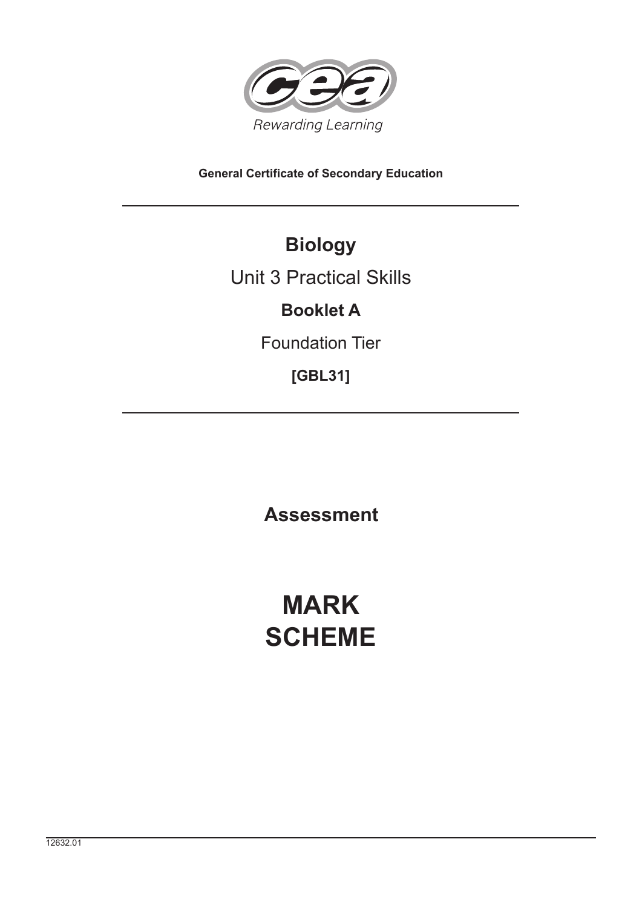Rewarding Learning

**General Certificate of Secondary Education**

# Biology

## Unit 3 Practical Skills

**Booklet A**

Foundation Tier

**[GBL31]**

**Assessment**

# MARK SCHEME

12632.01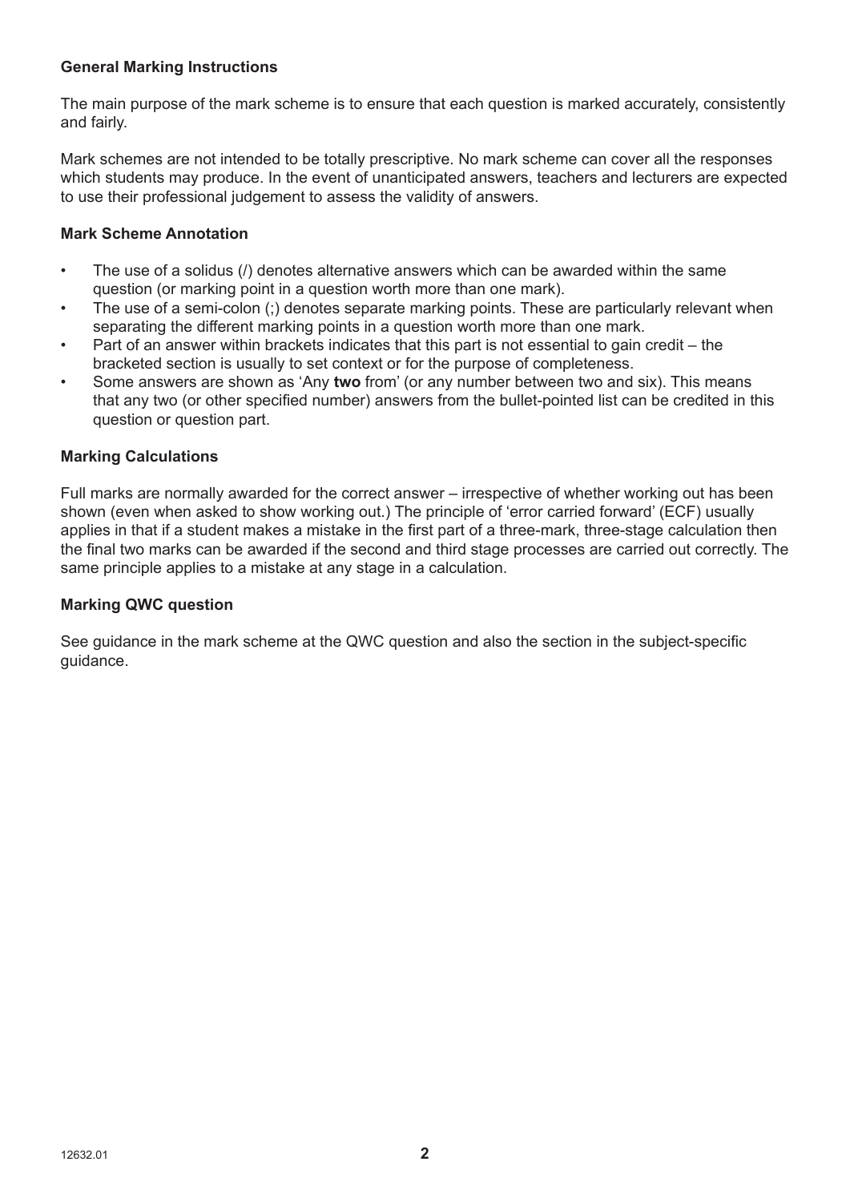**General Marking Instructions**

The main purpose of the mark scheme is to ensure that each question is marked accurately, consistently and fairly.

Mark schemes are not intended to be totally prescriptive. No mark scheme can cover all the responses which students may produce. In the event of unanticipated answers, teachers and lecturers are expected to use their professional judgement to assess the validity of answers.

**Mark Scheme Annotation**

- The use of a solidus (/) denotes alternative answers which can be awarded within the same question (or marking point in a question worth more than one mark).
- The use of a semi-colon (;) denotes separate marking points. These are particularly relevant when separating the different marking points in a question worth more than one mark.
- Part of an answer within brackets indicates that this part is not essential to gain credit – the bracketed section is usually to set context or for the purpose of completeness.
- Some answers are shown as 'Any **two** from' (or any number between two and six). This means that any two (or other specified number) answers from the bullet-pointed list can be credited in this question or question part.

**Marking Calculations**

Full marks are normally awarded for the correct answer – irrespective of whether working out has been shown (even when asked to show working out.) The principle of 'error carried forward' (ECF) usually applies in that if a student makes a mistake in the first part of a three-mark, three-stage calculation then the final two marks can be awarded if the second and third stage processes are carried out correctly. The same principle applies to a mistake at any stage in a calculation.

**Marking QWC question**

See guidance in the mark scheme at the QWC question and also the section in the subject-specific guidance.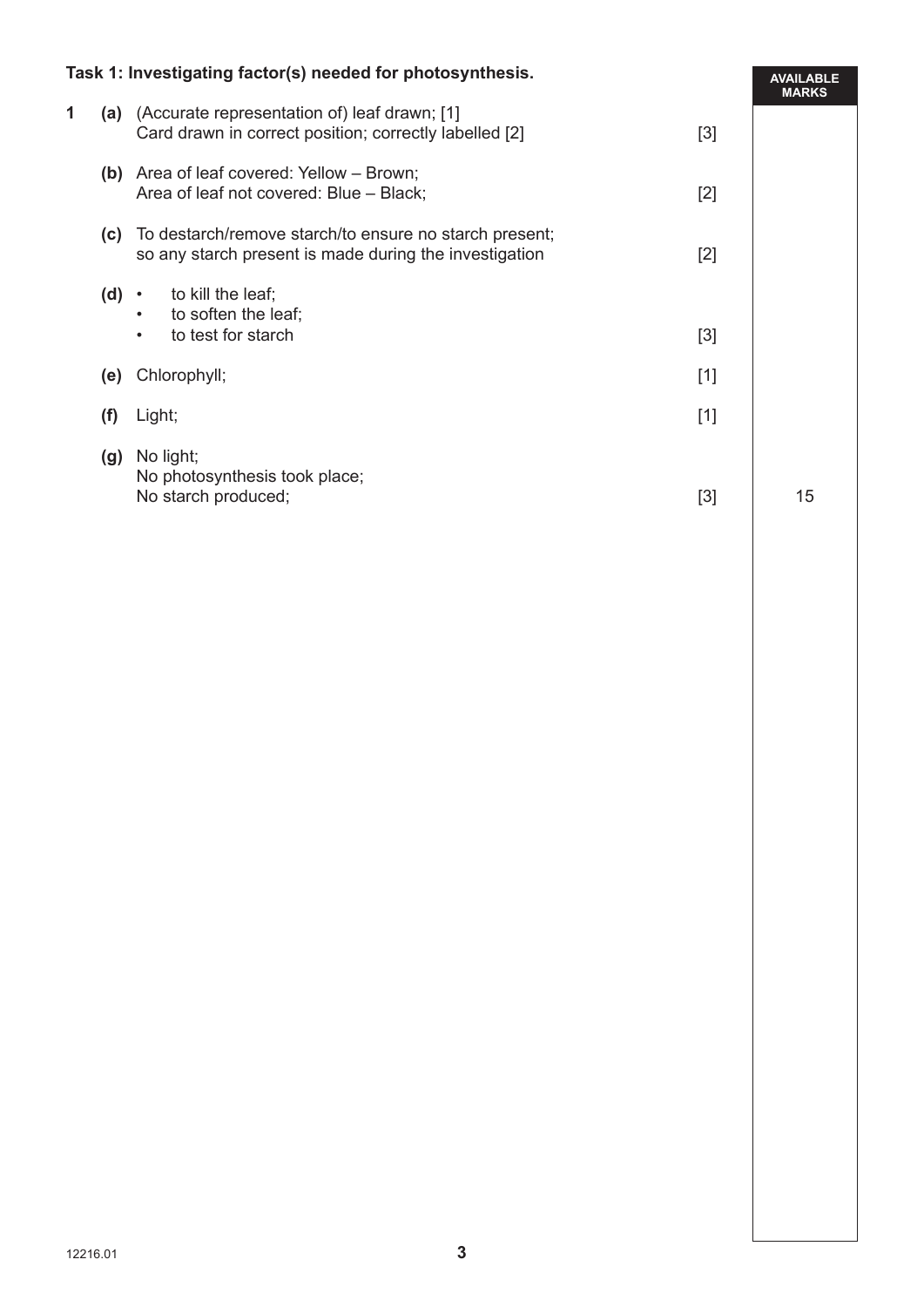**Task 1: Investigating factor(s) needed for photosynthesis.**

| | | | | AVAILABLE MARKS |
|---|---|---|---|---|
| 1 | (a) | (Accurate representation of) leaf drawn; [1]<br>Card drawn in correct position; correctly labelled [2] | [3] | |
| | (b) | Area of leaf covered: Yellow – Brown;<br>Area of leaf not covered: Blue – Black; | [2] | |
| | (c) | To destarch/remove starch/to ensure no starch present;<br>so any starch present is made during the investigation | [2] | |
| | (d) | • to kill the leaf;<br>• to soften the leaf;<br>• to test for starch | [3] | |
| | (e) | Chlorophyll; | [1] | |
| | (f) | Light; | [1] | |
| | (g) | No light;<br>No photosynthesis took place;<br>No starch produced; | [3] | 15 |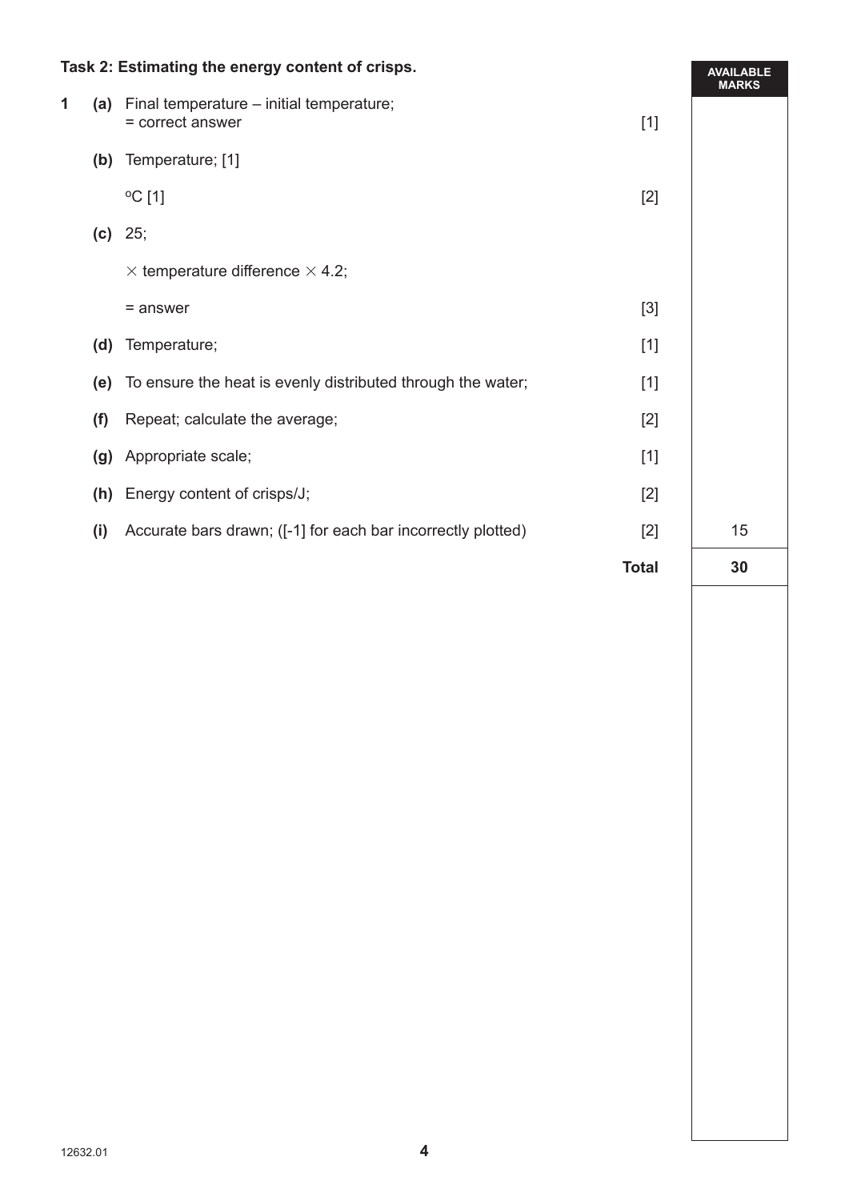**Task 2: Estimating the energy content of crisps.**

| | | | | AVAILABLE MARKS |
|---|---|---|---|---|
| 1 | (a) | Final temperature – initial temperature; = correct answer | [1] | |
| | (b) | Temperature; [1] | | |
| | | $^{o}C$ [1] | [2] | |
| | (c) | 25; | | |
| | | $\times$ temperature difference $\times$ 4.2; | | |
| | | = answer | [3] | |
| | (d) | Temperature; | [1] | |
| | (e) | To ensure the heat is evenly distributed through the water; | [1] | |
| | (f) | Repeat; calculate the average; | [2] | |
| | (g) | Appropriate scale; | [1] | |
| | (h) | Energy content of crisps/J; | [2] | |
| | (i) | Accurate bars drawn; ([-1] for each bar incorrectly plotted) | [2] | 15 |
| | | | **Total** | **30** |